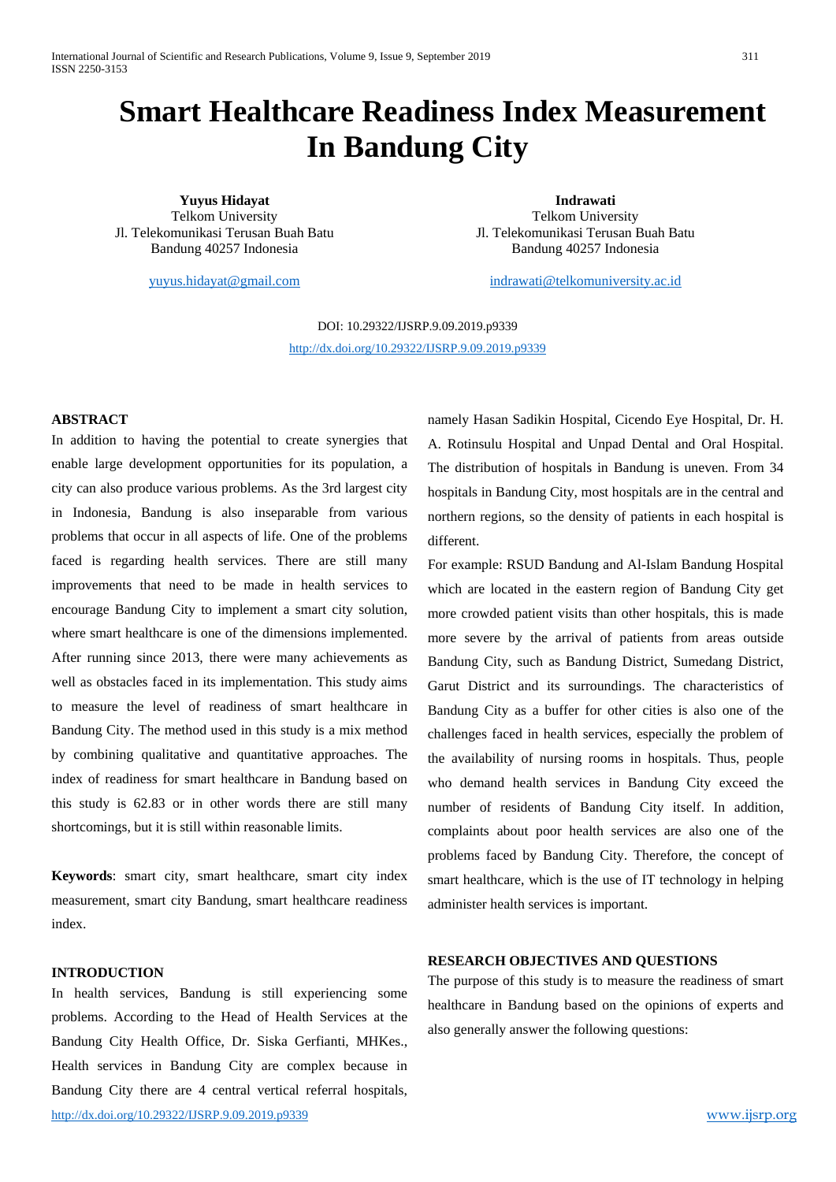# Smart Healthcare Readiness Index Measurement In Bandung City

**Yuyus Hidayat**
Telkom University
Jl. Telekomunikasi Terusan Buah Batu
Bandung 40257 Indonesia

yuyus.hidayat@gmail.com

**Indrawati**
Telkom University
Jl. Telekomunikasi Terusan Buah Batu
Bandung 40257 Indonesia

indrawati@telkomuniversity.ac.id

DOI: 10.29322/IJSRP.9.09.2019.p9339
http://dx.doi.org/10.29322/IJSRP.9.09.2019.p9339

## ABSTRACT

In addition to having the potential to create synergies that enable large development opportunities for its population, a city can also produce various problems. As the 3rd largest city in Indonesia, Bandung is also inseparable from various problems that occur in all aspects of life. One of the problems faced is regarding health services. There are still many improvements that need to be made in health services to encourage Bandung City to implement a smart city solution, where smart healthcare is one of the dimensions implemented. After running since 2013, there were many achievements as well as obstacles faced in its implementation. This study aims to measure the level of readiness of smart healthcare in Bandung City. The method used in this study is a mix method by combining qualitative and quantitative approaches. The index of readiness for smart healthcare in Bandung based on this study is 62.83 or in other words there are still many shortcomings, but it is still within reasonable limits.

**Keywords**: smart city, smart healthcare, smart city index measurement, smart city Bandung, smart healthcare readiness index.

## INTRODUCTION

In health services, Bandung is still experiencing some problems. According to the Head of Health Services at the Bandung City Health Office, Dr. Siska Gerfianti, MHKes., Health services in Bandung City are complex because in Bandung City there are 4 central vertical referral hospitals, namely Hasan Sadikin Hospital, Cicendo Eye Hospital, Dr. H. A. Rotinsulu Hospital and Unpad Dental and Oral Hospital. The distribution of hospitals in Bandung is uneven. From 34 hospitals in Bandung City, most hospitals are in the central and northern regions, so the density of patients in each hospital is different.

For example: RSUD Bandung and Al-Islam Bandung Hospital which are located in the eastern region of Bandung City get more crowded patient visits than other hospitals, this is made more severe by the arrival of patients from areas outside Bandung City, such as Bandung District, Sumedang District, Garut District and its surroundings. The characteristics of Bandung City as a buffer for other cities is also one of the challenges faced in health services, especially the problem of the availability of nursing rooms in hospitals. Thus, people who demand health services in Bandung City exceed the number of residents of Bandung City itself. In addition, complaints about poor health services are also one of the problems faced by Bandung City. Therefore, the concept of smart healthcare, which is the use of IT technology in helping administer health services is important.

## RESEARCH OBJECTIVES AND QUESTIONS

The purpose of this study is to measure the readiness of smart healthcare in Bandung based on the opinions of experts and also generally answer the following questions: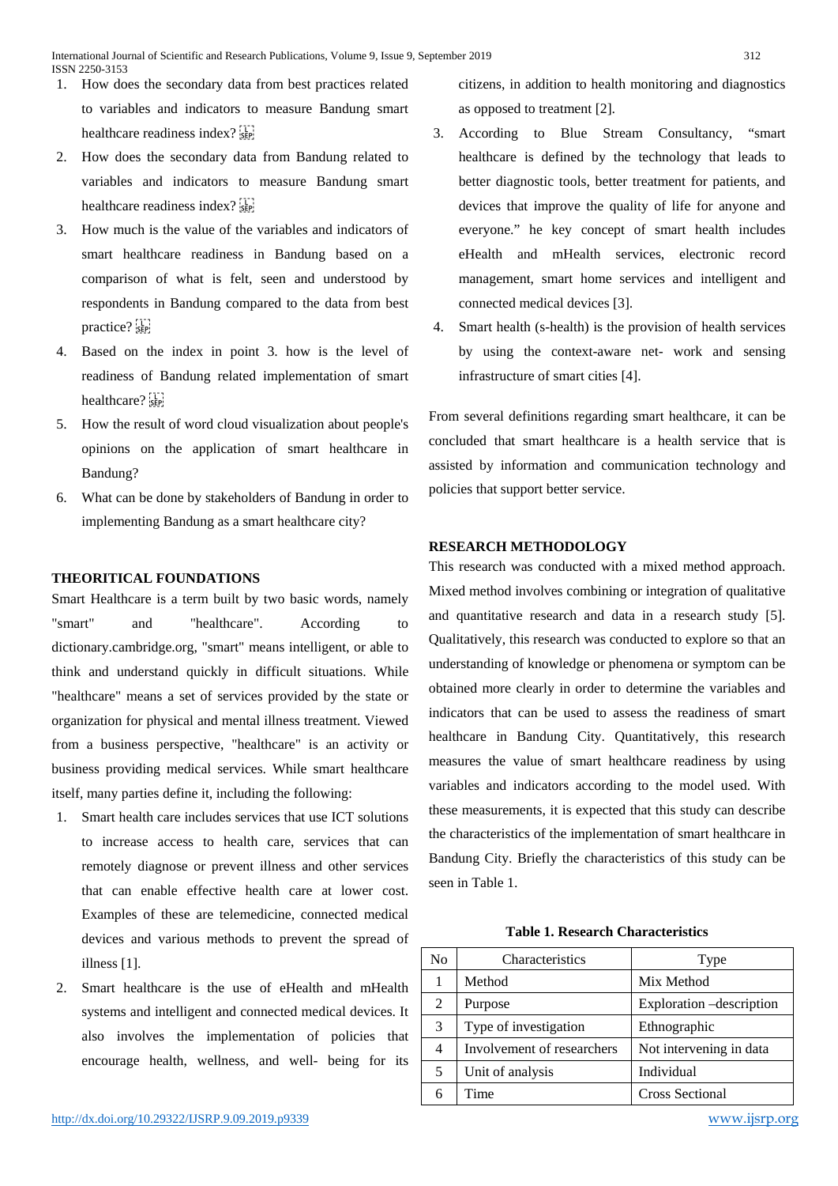1. How does the secondary data from best practices related to variables and indicators to measure Bandung smart healthcare readiness index?
2. How does the secondary data from Bandung related to variables and indicators to measure Bandung smart healthcare readiness index?
3. How much is the value of the variables and indicators of smart healthcare readiness in Bandung based on a comparison of what is felt, seen and understood by respondents in Bandung compared to the data from best practice?
4. Based on the index in point 3. how is the level of readiness of Bandung related implementation of smart healthcare?
5. How the result of word cloud visualization about people's opinions on the application of smart healthcare in Bandung?
6. What can be done by stakeholders of Bandung in order to implementing Bandung as a smart healthcare city?

## THEORITICAL FOUNDATIONS

Smart Healthcare is a term built by two basic words, namely "smart" and "healthcare". According to dictionary.cambridge.org, "smart" means intelligent, or able to think and understand quickly in difficult situations. While "healthcare" means a set of services provided by the state or organization for physical and mental illness treatment. Viewed from a business perspective, "healthcare" is an activity or business providing medical services. While smart healthcare itself, many parties define it, including the following:

1. Smart health care includes services that use ICT solutions to increase access to health care, services that can remotely diagnose or prevent illness and other services that can enable effective health care at lower cost. Examples of these are telemedicine, connected medical devices and various methods to prevent the spread of illness [1].
2. Smart healthcare is the use of eHealth and mHealth systems and intelligent and connected medical devices. It also involves the implementation of policies that encourage health, wellness, and well- being for its citizens, in addition to health monitoring and diagnostics as opposed to treatment [2].
3. According to Blue Stream Consultancy, "smart healthcare is defined by the technology that leads to better diagnostic tools, better treatment for patients, and devices that improve the quality of life for anyone and everyone." he key concept of smart health includes eHealth and mHealth services, electronic record management, smart home services and intelligent and connected medical devices [3].
4. Smart health (s-health) is the provision of health services by using the context-aware net- work and sensing infrastructure of smart cities [4].

From several definitions regarding smart healthcare, it can be concluded that smart healthcare is a health service that is assisted by information and communication technology and policies that support better service.

## RESEARCH METHODOLOGY

This research was conducted with a mixed method approach. Mixed method involves combining or integration of qualitative and quantitative research and data in a research study [5]. Qualitatively, this research was conducted to explore so that an understanding of knowledge or phenomena or symptom can be obtained more clearly in order to determine the variables and indicators that can be used to assess the readiness of smart healthcare in Bandung City. Quantitatively, this research measures the value of smart healthcare readiness by using variables and indicators according to the model used. With these measurements, it is expected that this study can describe the characteristics of the implementation of smart healthcare in Bandung City. Briefly the characteristics of this study can be seen in Table 1.

**Table 1. Research Characteristics**

| No | Characteristics | Type |
|---|---|---|
| 1 | Method | Mix Method |
| 2 | Purpose | Exploration –description |
| 3 | Type of investigation | Ethnographic |
| 4 | Involvement of researchers | Not intervening in data |
| 5 | Unit of analysis | Individual |
| 6 | Time | Cross Sectional |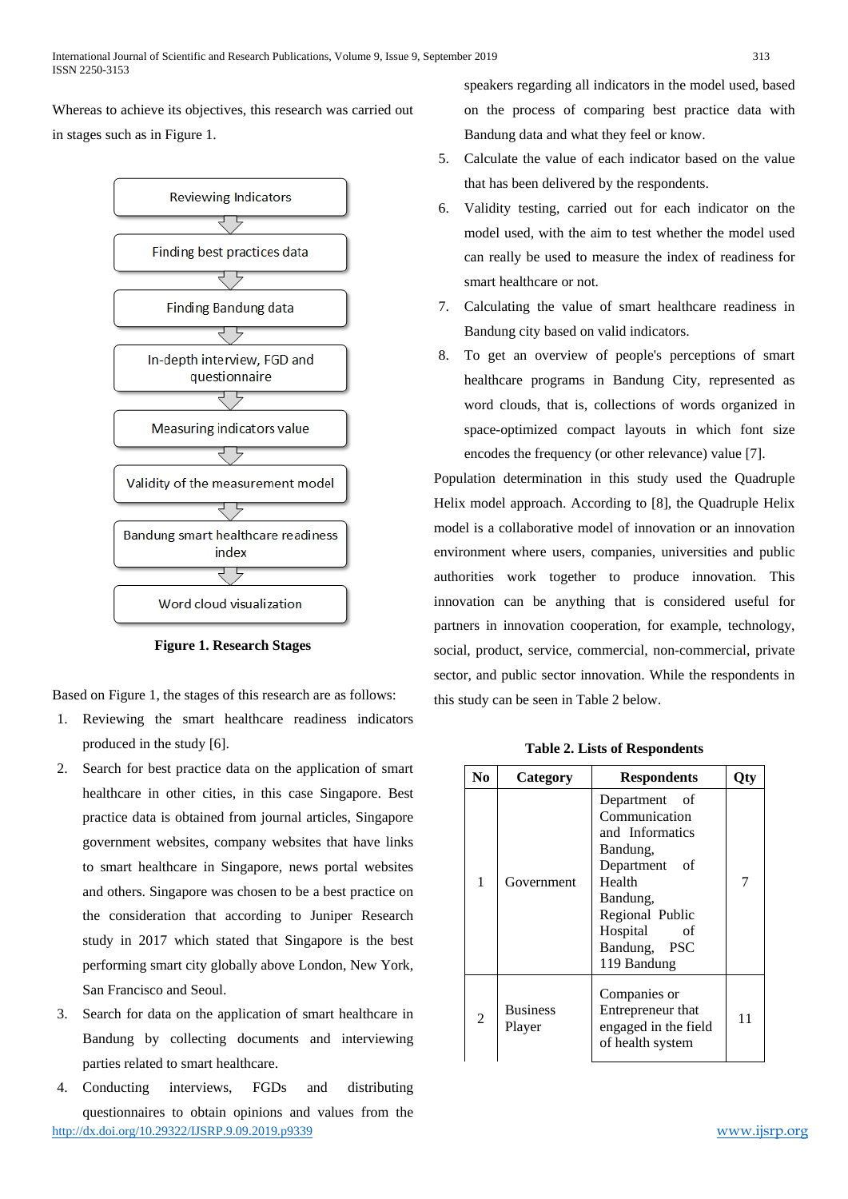Whereas to achieve its objectives, this research was carried out in stages such as in Figure 1.

Reviewing Indicators → Finding best practices data → Finding Bandung data → In-depth interview, FGD and questionnaire → Measuring indicators value → Validity of the measurement model → Bandung smart healthcare readiness index → Word cloud visualization

**Figure 1. Research Stages**

Based on Figure 1, the stages of this research are as follows:

1. Reviewing the smart healthcare readiness indicators produced in the study [6].
2. Search for best practice data on the application of smart healthcare in other cities, in this case Singapore. Best practice data is obtained from journal articles, Singapore government websites, company websites that have links to smart healthcare in Singapore, news portal websites and others. Singapore was chosen to be a best practice on the consideration that according to Juniper Research study in 2017 which stated that Singapore is the best performing smart city globally above London, New York, San Francisco and Seoul.
3. Search for data on the application of smart healthcare in Bandung by collecting documents and interviewing parties related to smart healthcare.
4. Conducting interviews, FGDs and distributing questionnaires to obtain opinions and values from the speakers regarding all indicators in the model used, based on the process of comparing best practice data with Bandung data and what they feel or know.
5. Calculate the value of each indicator based on the value that has been delivered by the respondents.
6. Validity testing, carried out for each indicator on the model used, with the aim to test whether the model used can really be used to measure the index of readiness for smart healthcare or not.
7. Calculating the value of smart healthcare readiness in Bandung city based on valid indicators.
8. To get an overview of people's perceptions of smart healthcare programs in Bandung City, represented as word clouds, that is, collections of words organized in space-optimized compact layouts in which font size encodes the frequency (or other relevance) value [7].

Population determination in this study used the Quadruple Helix model approach. According to [8], the Quadruple Helix model is a collaborative model of innovation or an innovation environment where users, companies, universities and public authorities work together to produce innovation. This innovation can be anything that is considered useful for partners in innovation cooperation, for example, technology, social, product, service, commercial, non-commercial, private sector, and public sector innovation. While the respondents in this study can be seen in Table 2 below.

**Table 2. Lists of Respondents**

| No | Category | Respondents | Qty |
|---|---|---|---|
| 1 | Government | Department of Communication and Informatics Bandung, Department of Health Bandung, Regional Public Hospital of Bandung, PSC 119 Bandung | 7 |
| 2 | Business Player | Companies or Entrepreneur that engaged in the field of health system | 11 |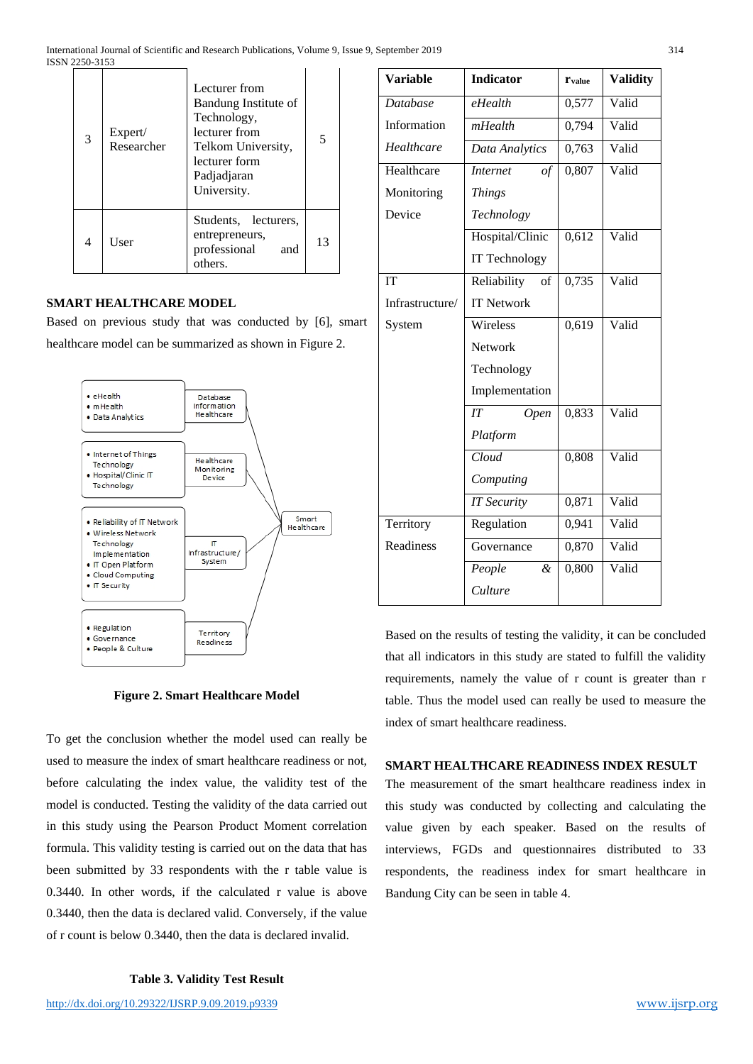| 3 | Expert/ Researcher | Lecturer from Bandung Institute of Technology, lecturer from Telkom University, lecturer form Padjadjaran University. | 5 |
|---|---|---|---|
| 4 | User | Students, lecturers, entrepreneurs, professional and others. | 13 |

## SMART HEALTHCARE MODEL

Based on previous study that was conducted by [6], smart healthcare model can be summarized as shown in Figure 2.

- eHealth
- mHealth
- Data Analytics

Database Information Healthcare

- Internet of Things Technology
- Hospital/Clinic IT Technology

Healthcare Monitoring Device

- Reliability of IT Network
- Wireless Network Technology Implementation
- IT Open Platform
- Cloud Computing
- IT Security

IT Infrastructure/ System

- Regulation
- Governance
- People & Culture

Territory Readiness

Smart Healthcare

**Figure 2. Smart Healthcare Model**

To get the conclusion whether the model used can really be used to measure the index of smart healthcare readiness or not, before calculating the index value, the validity test of the model is conducted. Testing the validity of the data carried out in this study using the Pearson Product Moment correlation formula. This validity testing is carried out on the data that has been submitted by 33 respondents with the r table value is 0.3440. In other words, if the calculated r value is above 0.3440, then the data is declared valid. Conversely, if the value of r count is below 0.3440, then the data is declared invalid.

**Table 3. Validity Test Result**

| Variable | Indicator | $r_{value}$ | Validity |
|---|---|---|---|
| *Database* Information *Healthcare* | *eHealth* | 0,577 | Valid |
| | *mHealth* | 0,794 | Valid |
| | *Data Analytics* | 0,763 | Valid |
| Healthcare Monitoring Device | *Internet of Things Technology* | 0,807 | Valid |
| | Hospital/Clinic IT Technology | 0,612 | Valid |
| IT Infrastructure/ System | Reliability of IT Network | 0,735 | Valid |
| | Wireless Network Technology Implementation | 0,619 | Valid |
| | *IT Open Platform* | 0,833 | Valid |
| | *Cloud Computing* | 0,808 | Valid |
| | *IT Security* | 0,871 | Valid |
| Territory Readiness | Regulation | 0,941 | Valid |
| | Governance | 0,870 | Valid |
| | *People & Culture* | 0,800 | Valid |

Based on the results of testing the validity, it can be concluded that all indicators in this study are stated to fulfill the validity requirements, namely the value of r count is greater than r table. Thus the model used can really be used to measure the index of smart healthcare readiness.

## SMART HEALTHCARE READINESS INDEX RESULT

The measurement of the smart healthcare readiness index in this study was conducted by collecting and calculating the value given by each speaker. Based on the results of interviews, FGDs and questionnaires distributed to 33 respondents, the readiness index for smart healthcare in Bandung City can be seen in table 4.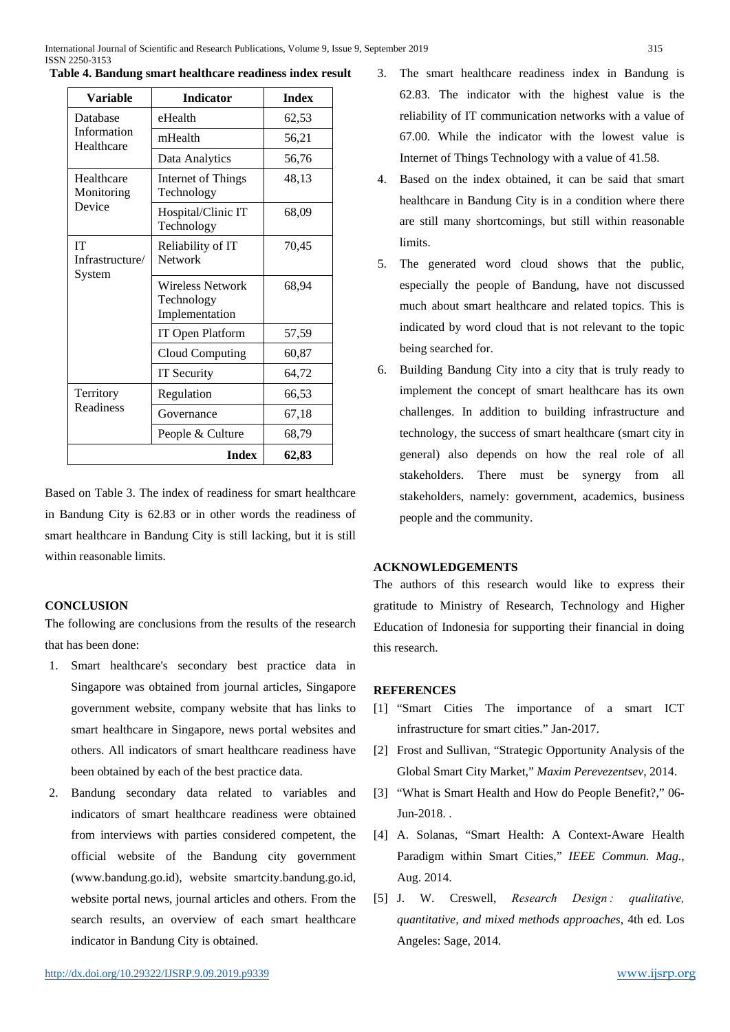**Table 4. Bandung smart healthcare readiness index result**

| Variable | Indicator | Index |
|---|---|---|
| Database Information Healthcare | eHealth | 62,53 |
| | mHealth | 56,21 |
| | Data Analytics | 56,76 |
| Healthcare Monitoring Device | Internet of Things Technology | 48,13 |
| | Hospital/Clinic IT Technology | 68,09 |
| IT Infrastructure/ System | Reliability of IT Network | 70,45 |
| | Wireless Network Technology Implementation | 68,94 |
| | IT Open Platform | 57,59 |
| | Cloud Computing | 60,87 |
| | IT Security | 64,72 |
| Territory Readiness | Regulation | 66,53 |
| | Governance | 67,18 |
| | People & Culture | 68,79 |
| | **Index** | **62,83** |

Based on Table 3. The index of readiness for smart healthcare in Bandung City is 62.83 or in other words the readiness of smart healthcare in Bandung City is still lacking, but it is still within reasonable limits.

## CONCLUSION

The following are conclusions from the results of the research that has been done:

1. Smart healthcare's secondary best practice data in Singapore was obtained from journal articles, Singapore government website, company website that has links to smart healthcare in Singapore, news portal websites and others. All indicators of smart healthcare readiness have been obtained by each of the best practice data.
2. Bandung secondary data related to variables and indicators of smart healthcare readiness were obtained from interviews with parties considered competent, the official website of the Bandung city government (www.bandung.go.id), website smartcity.bandung.go.id, website portal news, journal articles and others. From the search results, an overview of each smart healthcare indicator in Bandung City is obtained.
3. The smart healthcare readiness index in Bandung is 62.83. The indicator with the highest value is the reliability of IT communication networks with a value of 67.00. While the indicator with the lowest value is Internet of Things Technology with a value of 41.58.
4. Based on the index obtained, it can be said that smart healthcare in Bandung City is in a condition where there are still many shortcomings, but still within reasonable limits.
5. The generated word cloud shows that the public, especially the people of Bandung, have not discussed much about smart healthcare and related topics. This is indicated by word cloud that is not relevant to the topic being searched for.
6. Building Bandung City into a city that is truly ready to implement the concept of smart healthcare has its own challenges. In addition to building infrastructure and technology, the success of smart healthcare (smart city in general) also depends on how the real role of all stakeholders. There must be synergy from all stakeholders, namely: government, academics, business people and the community.

## ACKNOWLEDGEMENTS

The authors of this research would like to express their gratitude to Ministry of Research, Technology and Higher Education of Indonesia for supporting their financial in doing this research.

## REFERENCES

[1] "Smart Cities The importance of a smart ICT infrastructure for smart cities." Jan-2017.

[2] Frost and Sullivan, "Strategic Opportunity Analysis of the Global Smart City Market," *Maxim Perevezentsev*, 2014.

[3] "What is Smart Health and How do People Benefit?," 06-Jun-2018. .

[4] A. Solanas, "Smart Health: A Context-Aware Health Paradigm within Smart Cities," *IEEE Commun. Mag.*, Aug. 2014.

[5] J. W. Creswell, *Research Design : qualitative, quantitative, and mixed methods approaches*, 4th ed. Los Angeles: Sage, 2014.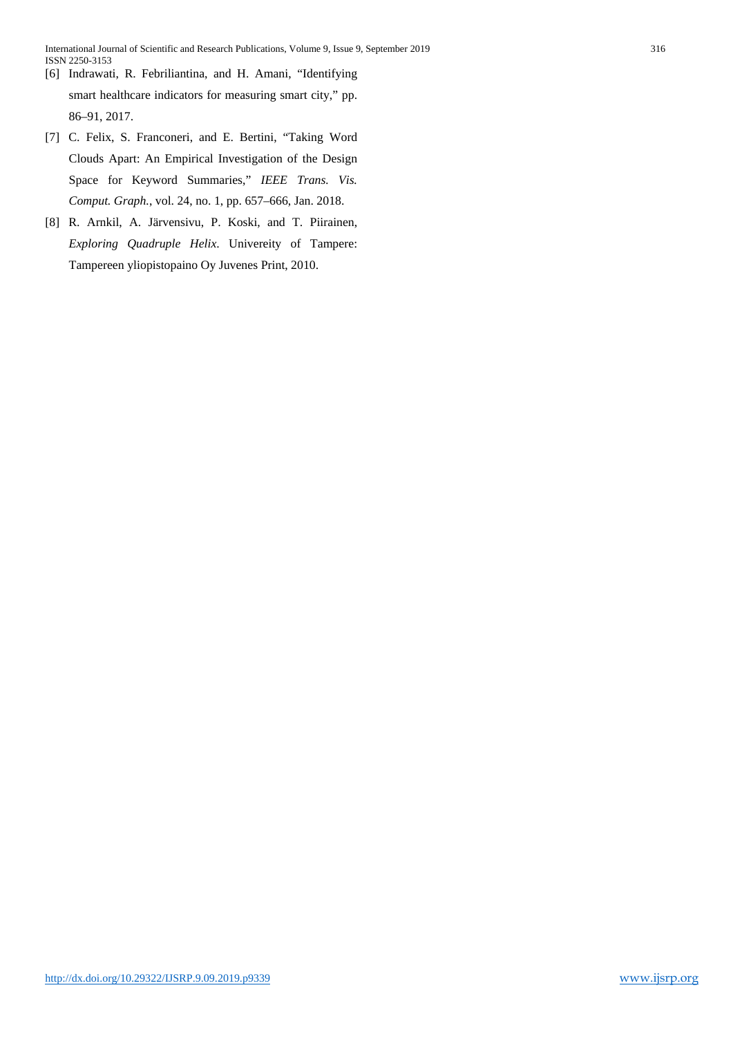[6] Indrawati, R. Febriliantina, and H. Amani, "Identifying smart healthcare indicators for measuring smart city," pp. 86–91, 2017.

[7] C. Felix, S. Franconeri, and E. Bertini, "Taking Word Clouds Apart: An Empirical Investigation of the Design Space for Keyword Summaries," *IEEE Trans. Vis. Comput. Graph.*, vol. 24, no. 1, pp. 657–666, Jan. 2018.

[8] R. Arnkil, A. Järvensivu, P. Koski, and T. Piirainen, *Exploring Quadruple Helix*. Univereity of Tampere: Tampereen yliopistopaino Oy Juvenes Print, 2010.